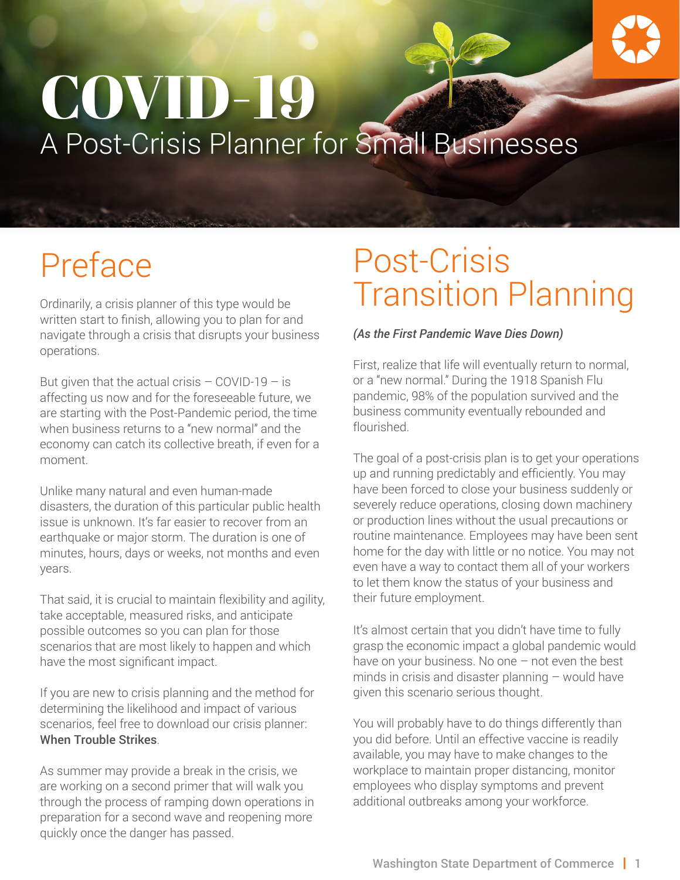# COVID-19

## A Post-Crisis Planner for Small Businesses

## Preface

Ordinarily, a crisis planner of this type would be written start to finish, allowing you to plan for and navigate through a crisis that disrupts your business operations.

But given that the actual crisis – COVID-19 – is affecting us now and for the foreseeable future, we are starting with the Post-Pandemic period, the time when business returns to a "new normal" and the economy can catch its collective breath, if even for a moment.

Unlike many natural and even human-made disasters, the duration of this particular public health issue is unknown. It's far easier to recover from an earthquake or major storm. The duration is one of minutes, hours, days or weeks, not months and even years.

That said, it is crucial to maintain flexibility and agility, take acceptable, measured risks, and anticipate possible outcomes so you can plan for those scenarios that are most likely to happen and which have the most significant impact.

If you are new to crisis planning and the method for determining the likelihood and impact of various scenarios, feel free to download our crisis planner: **When Trouble Strikes**.

As summer may provide a break in the crisis, we are working on a second primer that will walk you through the process of ramping down operations in preparation for a second wave and reopening more quickly once the danger has passed.

## Post-Crisis Transition Planning

***(As the First Pandemic Wave Dies Down)***

First, realize that life will eventually return to normal, or a "new normal." During the 1918 Spanish Flu pandemic, 98% of the population survived and the business community eventually rebounded and flourished.

The goal of a post-crisis plan is to get your operations up and running predictably and efficiently. You may have been forced to close your business suddenly or severely reduce operations, closing down machinery or production lines without the usual precautions or routine maintenance. Employees may have been sent home for the day with little or no notice. You may not even have a way to contact them all of your workers to let them know the status of your business and their future employment.

It's almost certain that you didn't have time to fully grasp the economic impact a global pandemic would have on your business. No one – not even the best minds in crisis and disaster planning – would have given this scenario serious thought.

You will probably have to do things differently than you did before. Until an effective vaccine is readily available, you may have to make changes to the workplace to maintain proper distancing, monitor employees who display symptoms and prevent additional outbreaks among your workforce.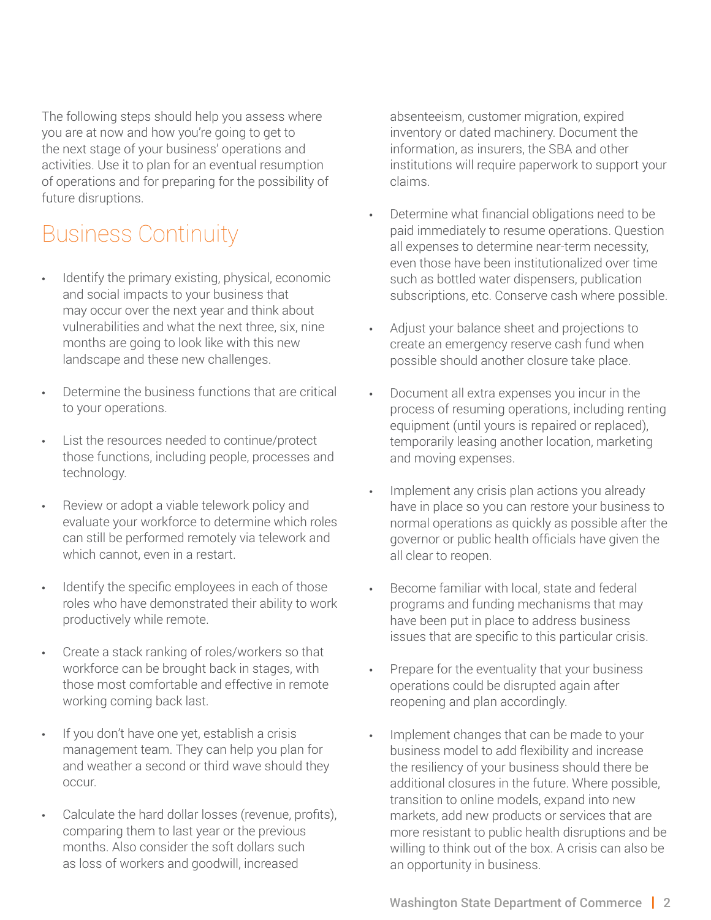The following steps should help you assess where you are at now and how you're going to get to the next stage of your business' operations and activities. Use it to plan for an eventual resumption of operations and for preparing for the possibility of future disruptions.

## Business Continuity

- Identify the primary existing, physical, economic and social impacts to your business that may occur over the next year and think about vulnerabilities and what the next three, six, nine months are going to look like with this new landscape and these new challenges.
- Determine the business functions that are critical to your operations.
- List the resources needed to continue/protect those functions, including people, processes and technology.
- Review or adopt a viable telework policy and evaluate your workforce to determine which roles can still be performed remotely via telework and which cannot, even in a restart.
- Identify the specific employees in each of those roles who have demonstrated their ability to work productively while remote.
- Create a stack ranking of roles/workers so that workforce can be brought back in stages, with those most comfortable and effective in remote working coming back last.
- If you don't have one yet, establish a crisis management team. They can help you plan for and weather a second or third wave should they occur.
- Calculate the hard dollar losses (revenue, profits), comparing them to last year or the previous months. Also consider the soft dollars such as loss of workers and goodwill, increased absenteeism, customer migration, expired inventory or dated machinery. Document the information, as insurers, the SBA and other institutions will require paperwork to support your claims.
- Determine what financial obligations need to be paid immediately to resume operations. Question all expenses to determine near-term necessity, even those have been institutionalized over time such as bottled water dispensers, publication subscriptions, etc. Conserve cash where possible.
- Adjust your balance sheet and projections to create an emergency reserve cash fund when possible should another closure take place.
- Document all extra expenses you incur in the process of resuming operations, including renting equipment (until yours is repaired or replaced), temporarily leasing another location, marketing and moving expenses.
- Implement any crisis plan actions you already have in place so you can restore your business to normal operations as quickly as possible after the governor or public health officials have given the all clear to reopen.
- Become familiar with local, state and federal programs and funding mechanisms that may have been put in place to address business issues that are specific to this particular crisis.
- Prepare for the eventuality that your business operations could be disrupted again after reopening and plan accordingly.
- Implement changes that can be made to your business model to add flexibility and increase the resiliency of your business should there be additional closures in the future. Where possible, transition to online models, expand into new markets, add new products or services that are more resistant to public health disruptions and be willing to think out of the box. A crisis can also be an opportunity in business.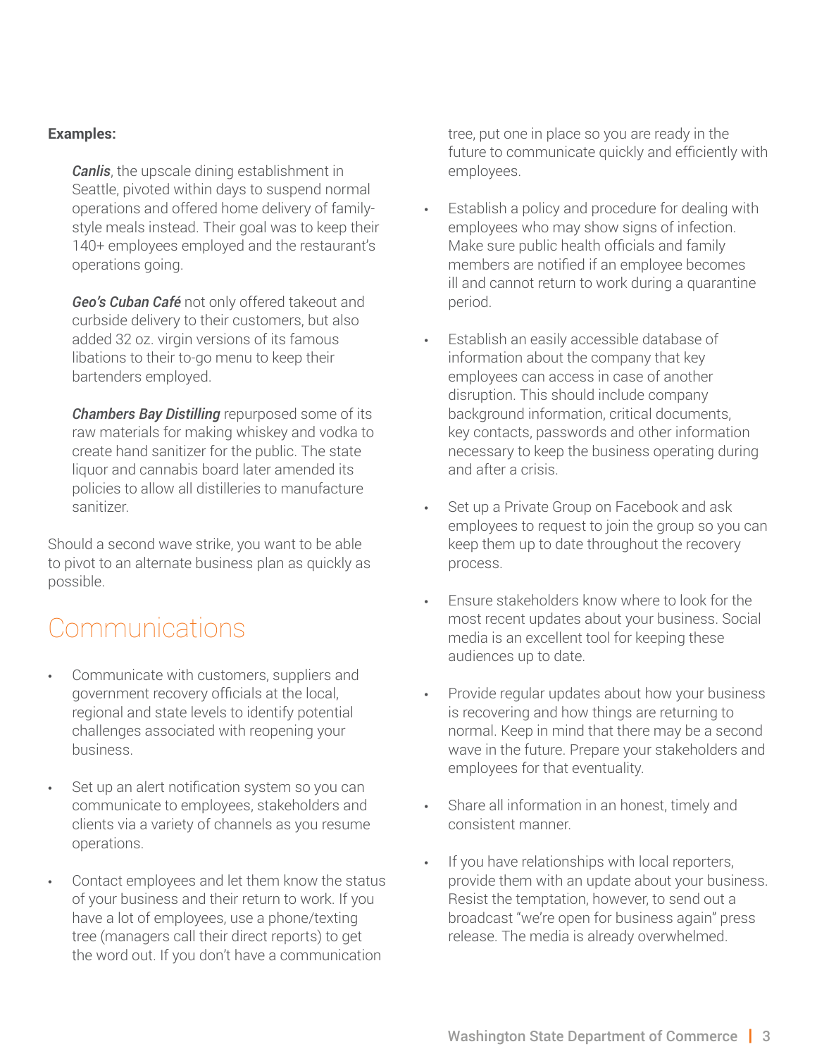**Examples:**

***Canlis***, the upscale dining establishment in Seattle, pivoted within days to suspend normal operations and offered home delivery of family-style meals instead. Their goal was to keep their 140+ employees employed and the restaurant's operations going.

***Geo's Cuban Café*** not only offered takeout and curbside delivery to their customers, but also added 32 oz. virgin versions of its famous libations to their to-go menu to keep their bartenders employed.

***Chambers Bay Distilling*** repurposed some of its raw materials for making whiskey and vodka to create hand sanitizer for the public. The state liquor and cannabis board later amended its policies to allow all distilleries to manufacture sanitizer.

Should a second wave strike, you want to be able to pivot to an alternate business plan as quickly as possible.

## Communications

- Communicate with customers, suppliers and government recovery officials at the local, regional and state levels to identify potential challenges associated with reopening your business.
- Set up an alert notification system so you can communicate to employees, stakeholders and clients via a variety of channels as you resume operations.
- Contact employees and let them know the status of your business and their return to work. If you have a lot of employees, use a phone/texting tree (managers call their direct reports) to get the word out. If you don't have a communication tree, put one in place so you are ready in the future to communicate quickly and efficiently with employees.
- Establish a policy and procedure for dealing with employees who may show signs of infection. Make sure public health officials and family members are notified if an employee becomes ill and cannot return to work during a quarantine period.
- Establish an easily accessible database of information about the company that key employees can access in case of another disruption. This should include company background information, critical documents, key contacts, passwords and other information necessary to keep the business operating during and after a crisis.
- Set up a Private Group on Facebook and ask employees to request to join the group so you can keep them up to date throughout the recovery process.
- Ensure stakeholders know where to look for the most recent updates about your business. Social media is an excellent tool for keeping these audiences up to date.
- Provide regular updates about how your business is recovering and how things are returning to normal. Keep in mind that there may be a second wave in the future. Prepare your stakeholders and employees for that eventuality.
- Share all information in an honest, timely and consistent manner.
- If you have relationships with local reporters, provide them with an update about your business. Resist the temptation, however, to send out a broadcast "we're open for business again" press release. The media is already overwhelmed.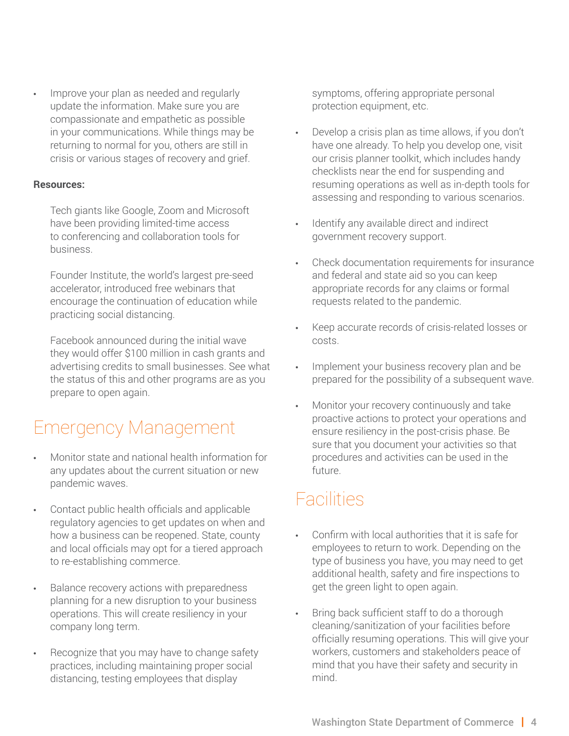- Improve your plan as needed and regularly update the information. Make sure you are compassionate and empathetic as possible in your communications. While things may be returning to normal for you, others are still in crisis or various stages of recovery and grief.

**Resources:**

Tech giants like Google, Zoom and Microsoft have been providing limited-time access to conferencing and collaboration tools for business.

Founder Institute, the world's largest pre-seed accelerator, introduced free webinars that encourage the continuation of education while practicing social distancing.

Facebook announced during the initial wave they would offer $100 million in cash grants and advertising credits to small businesses. See what the status of this and other programs are as you prepare to open again.

## Emergency Management

- Monitor state and national health information for any updates about the current situation or new pandemic waves.
- Contact public health officials and applicable regulatory agencies to get updates on when and how a business can be reopened. State, county and local officials may opt for a tiered approach to re-establishing commerce.
- Balance recovery actions with preparedness planning for a new disruption to your business operations. This will create resiliency in your company long term.
- Recognize that you may have to change safety practices, including maintaining proper social distancing, testing employees that display symptoms, offering appropriate personal protection equipment, etc.
- Develop a crisis plan as time allows, if you don't have one already. To help you develop one, visit our crisis planner toolkit, which includes handy checklists near the end for suspending and resuming operations as well as in-depth tools for assessing and responding to various scenarios.
- Identify any available direct and indirect government recovery support.
- Check documentation requirements for insurance and federal and state aid so you can keep appropriate records for any claims or formal requests related to the pandemic.
- Keep accurate records of crisis-related losses or costs.
- Implement your business recovery plan and be prepared for the possibility of a subsequent wave.
- Monitor your recovery continuously and take proactive actions to protect your operations and ensure resiliency in the post-crisis phase. Be sure that you document your activities so that procedures and activities can be used in the future.

## Facilities

- Confirm with local authorities that it is safe for employees to return to work. Depending on the type of business you have, you may need to get additional health, safety and fire inspections to get the green light to open again.
- Bring back sufficient staff to do a thorough cleaning/sanitization of your facilities before officially resuming operations. This will give your workers, customers and stakeholders peace of mind that you have their safety and security in mind.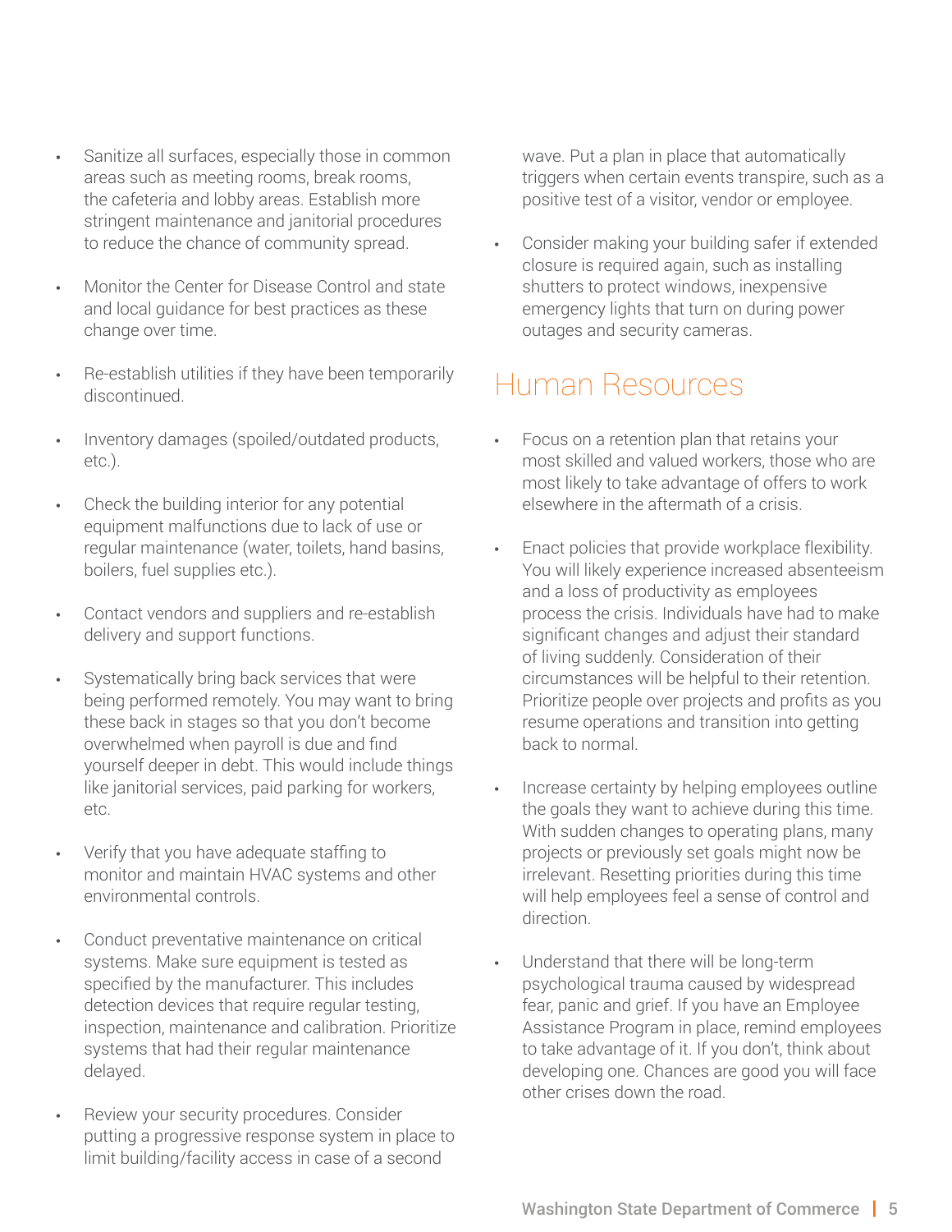- Sanitize all surfaces, especially those in common areas such as meeting rooms, break rooms, the cafeteria and lobby areas. Establish more stringent maintenance and janitorial procedures to reduce the chance of community spread.

- Monitor the Center for Disease Control and state and local guidance for best practices as these change over time.

- Re-establish utilities if they have been temporarily discontinued.

- Inventory damages (spoiled/outdated products, etc.).

- Check the building interior for any potential equipment malfunctions due to lack of use or regular maintenance (water, toilets, hand basins, boilers, fuel supplies etc.).

- Contact vendors and suppliers and re-establish delivery and support functions.

- Systematically bring back services that were being performed remotely. You may want to bring these back in stages so that you don't become overwhelmed when payroll is due and find yourself deeper in debt. This would include things like janitorial services, paid parking for workers, etc.

- Verify that you have adequate staffing to monitor and maintain HVAC systems and other environmental controls.

- Conduct preventative maintenance on critical systems. Make sure equipment is tested as specified by the manufacturer. This includes detection devices that require regular testing, inspection, maintenance and calibration. Prioritize systems that had their regular maintenance delayed.

- Review your security procedures. Consider putting a progressive response system in place to limit building/facility access in case of a second wave. Put a plan in place that automatically triggers when certain events transpire, such as a positive test of a visitor, vendor or employee.

- Consider making your building safer if extended closure is required again, such as installing shutters to protect windows, inexpensive emergency lights that turn on during power outages and security cameras.

## Human Resources

- Focus on a retention plan that retains your most skilled and valued workers, those who are most likely to take advantage of offers to work elsewhere in the aftermath of a crisis.

- Enact policies that provide workplace flexibility. You will likely experience increased absenteeism and a loss of productivity as employees process the crisis. Individuals have had to make significant changes and adjust their standard of living suddenly. Consideration of their circumstances will be helpful to their retention. Prioritize people over projects and profits as you resume operations and transition into getting back to normal.

- Increase certainty by helping employees outline the goals they want to achieve during this time. With sudden changes to operating plans, many projects or previously set goals might now be irrelevant. Resetting priorities during this time will help employees feel a sense of control and direction.

- Understand that there will be long-term psychological trauma caused by widespread fear, panic and grief. If you have an Employee Assistance Program in place, remind employees to take advantage of it. If you don't, think about developing one. Chances are good you will face other crises down the road.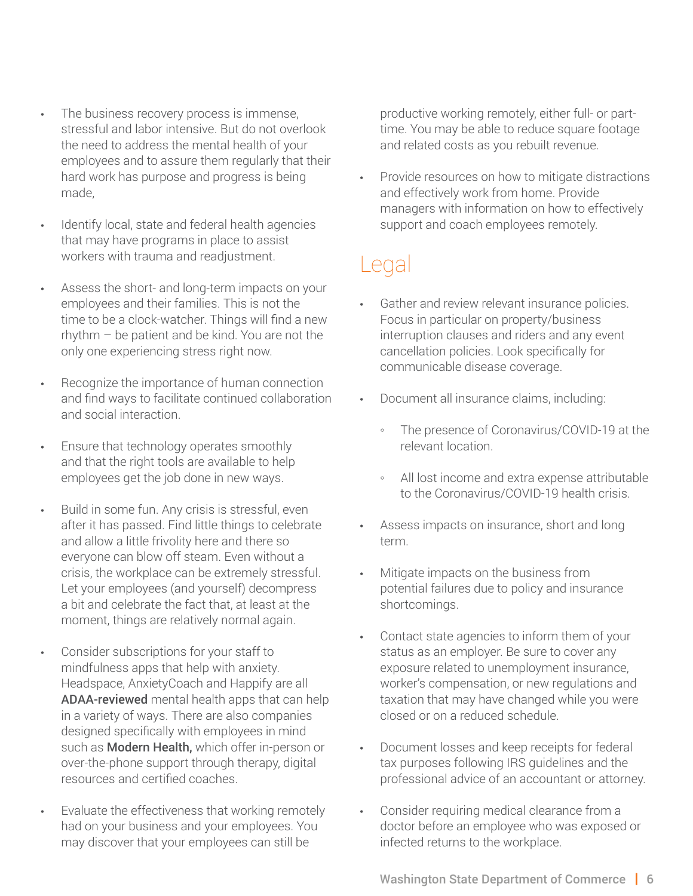- The business recovery process is immense, stressful and labor intensive. But do not overlook the need to address the mental health of your employees and to assure them regularly that their hard work has purpose and progress is being made,

- Identify local, state and federal health agencies that may have programs in place to assist workers with trauma and readjustment.

- Assess the short- and long-term impacts on your employees and their families. This is not the time to be a clock-watcher. Things will find a new rhythm – be patient and be kind. You are not the only one experiencing stress right now.

- Recognize the importance of human connection and find ways to facilitate continued collaboration and social interaction.

- Ensure that technology operates smoothly and that the right tools are available to help employees get the job done in new ways.

- Build in some fun. Any crisis is stressful, even after it has passed. Find little things to celebrate and allow a little frivolity here and there so everyone can blow off steam. Even without a crisis, the workplace can be extremely stressful. Let your employees (and yourself) decompress a bit and celebrate the fact that, at least at the moment, things are relatively normal again.

- Consider subscriptions for your staff to mindfulness apps that help with anxiety. Headspace, AnxietyCoach and Happify are all **ADAA-reviewed** mental health apps that can help in a variety of ways. There are also companies designed specifically with employees in mind such as **Modern Health,** which offer in-person or over-the-phone support through therapy, digital resources and certified coaches.

- Evaluate the effectiveness that working remotely had on your business and your employees. You may discover that your employees can still be productive working remotely, either full- or part-time. You may be able to reduce square footage and related costs as you rebuilt revenue.

- Provide resources on how to mitigate distractions and effectively work from home. Provide managers with information on how to effectively support and coach employees remotely.

## Legal

- Gather and review relevant insurance policies. Focus in particular on property/business interruption clauses and riders and any event cancellation policies. Look specifically for communicable disease coverage.

- Document all insurance claims, including:
  - The presence of Coronavirus/COVID-19 at the relevant location.
  - All lost income and extra expense attributable to the Coronavirus/COVID-19 health crisis.

- Assess impacts on insurance, short and long term.

- Mitigate impacts on the business from potential failures due to policy and insurance shortcomings.

- Contact state agencies to inform them of your status as an employer. Be sure to cover any exposure related to unemployment insurance, worker's compensation, or new regulations and taxation that may have changed while you were closed or on a reduced schedule.

- Document losses and keep receipts for federal tax purposes following IRS guidelines and the professional advice of an accountant or attorney.

- Consider requiring medical clearance from a doctor before an employee who was exposed or infected returns to the workplace.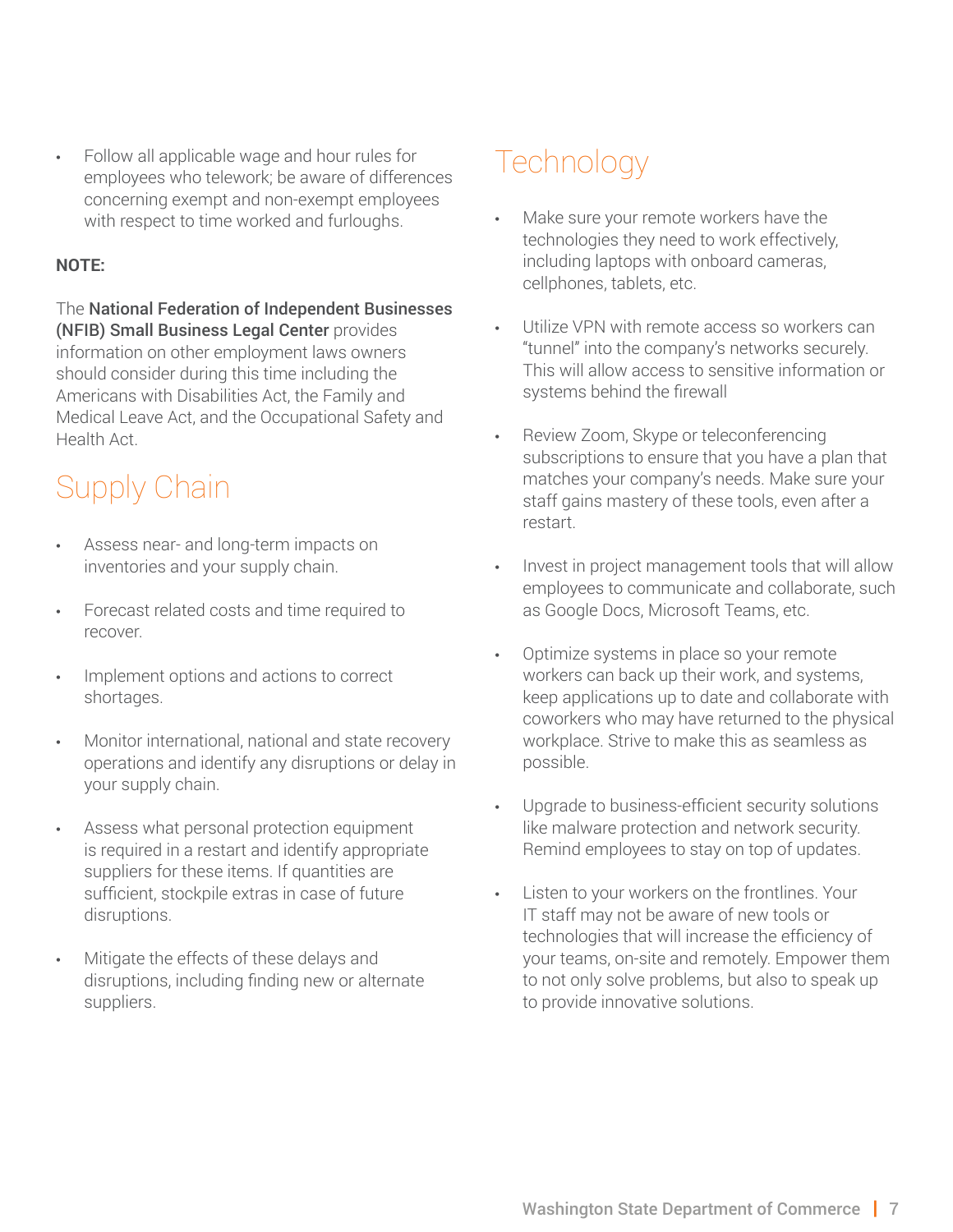- Follow all applicable wage and hour rules for employees who telework; be aware of differences concerning exempt and non-exempt employees with respect to time worked and furloughs.

**NOTE:**

The **National Federation of Independent Businesses (NFIB) Small Business Legal Center** provides information on other employment laws owners should consider during this time including the Americans with Disabilities Act, the Family and Medical Leave Act, and the Occupational Safety and Health Act.

## Supply Chain

- Assess near- and long-term impacts on inventories and your supply chain.
- Forecast related costs and time required to recover.
- Implement options and actions to correct shortages.
- Monitor international, national and state recovery operations and identify any disruptions or delay in your supply chain.
- Assess what personal protection equipment is required in a restart and identify appropriate suppliers for these items. If quantities are sufficient, stockpile extras in case of future disruptions.
- Mitigate the effects of these delays and disruptions, including finding new or alternate suppliers.

## Technology

- Make sure your remote workers have the technologies they need to work effectively, including laptops with onboard cameras, cellphones, tablets, etc.
- Utilize VPN with remote access so workers can "tunnel" into the company's networks securely. This will allow access to sensitive information or systems behind the firewall
- Review Zoom, Skype or teleconferencing subscriptions to ensure that you have a plan that matches your company's needs. Make sure your staff gains mastery of these tools, even after a restart.
- Invest in project management tools that will allow employees to communicate and collaborate, such as Google Docs, Microsoft Teams, etc.
- Optimize systems in place so your remote workers can back up their work, and systems, keep applications up to date and collaborate with coworkers who may have returned to the physical workplace. Strive to make this as seamless as possible.
- Upgrade to business-efficient security solutions like malware protection and network security. Remind employees to stay on top of updates.
- Listen to your workers on the frontlines. Your IT staff may not be aware of new tools or technologies that will increase the efficiency of your teams, on-site and remotely. Empower them to not only solve problems, but also to speak up to provide innovative solutions.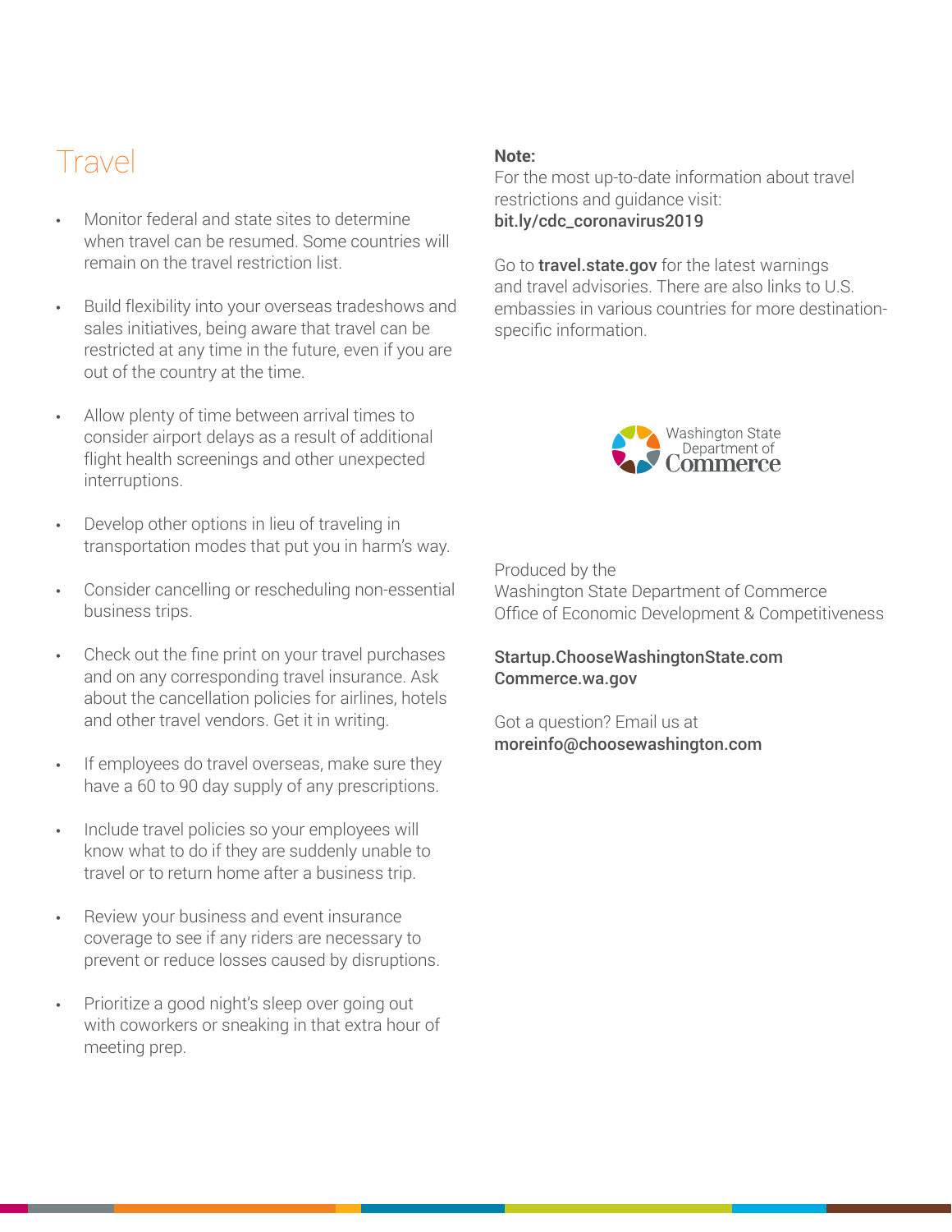## Travel

- Monitor federal and state sites to determine when travel can be resumed. Some countries will remain on the travel restriction list.
- Build flexibility into your overseas tradeshows and sales initiatives, being aware that travel can be restricted at any time in the future, even if you are out of the country at the time.
- Allow plenty of time between arrival times to consider airport delays as a result of additional flight health screenings and other unexpected interruptions.
- Develop other options in lieu of traveling in transportation modes that put you in harm's way.
- Consider cancelling or rescheduling non-essential business trips.
- Check out the fine print on your travel purchases and on any corresponding travel insurance. Ask about the cancellation policies for airlines, hotels and other travel vendors. Get it in writing.
- If employees do travel overseas, make sure they have a 60 to 90 day supply of any prescriptions.
- Include travel policies so your employees will know what to do if they are suddenly unable to travel or to return home after a business trip.
- Review your business and event insurance coverage to see if any riders are necessary to prevent or reduce losses caused by disruptions.
- Prioritize a good night's sleep over going out with coworkers or sneaking in that extra hour of meeting prep.

**Note:**
For the most up-to-date information about travel restrictions and guidance visit:
**bit.ly/cdc_coronavirus2019**

Go to **travel.state.gov** for the latest warnings and travel advisories. There are also links to U.S. embassies in various countries for more destination-specific information.

Washington State Department of Commerce

Produced by the
Washington State Department of Commerce
Office of Economic Development & Competitiveness

**Startup.ChooseWashingtonState.com**
**Commerce.wa.gov**

Got a question? Email us at
**moreinfo@choosewashington.com**